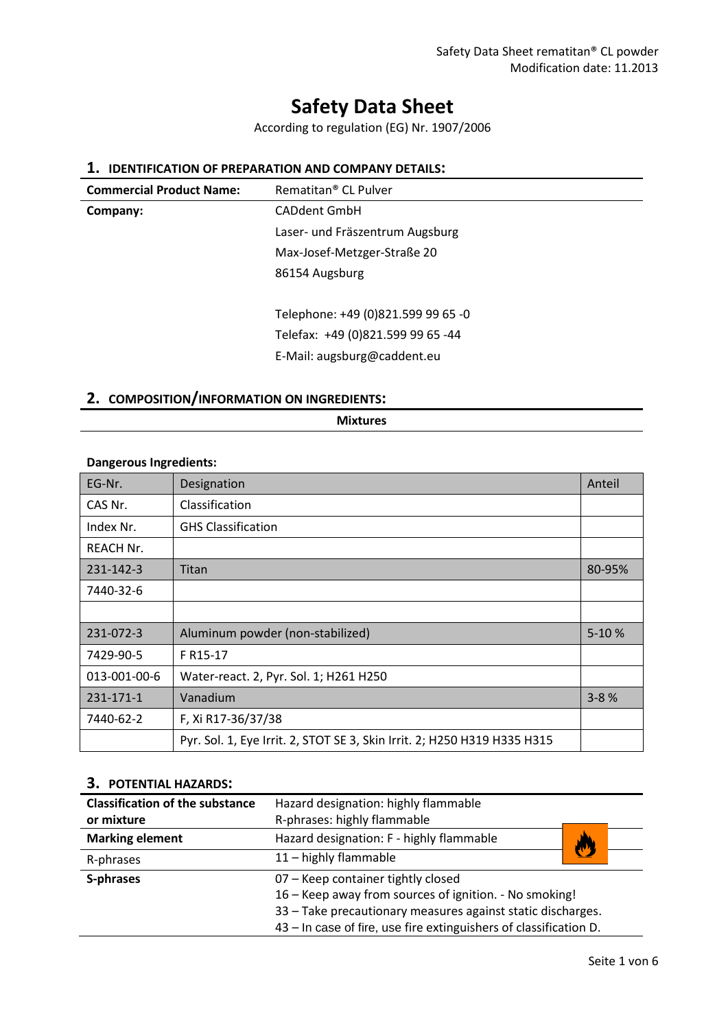# Safety Data Sheet

According to regulation (EG) Nr. 1907/2006

## 1. IDENTIFICATION OF PREPARATION AND COMPANY DETAILS:

| **Commercial Product Name:** | Rematitan® CL Pulver |
|---|---|
| **Company:** | CADdent GmbH<br>Laser- und Fräszentrum Augsburg<br>Max-Josef-Metzger-Straße 20<br>86154 Augsburg<br><br>Telephone: +49 (0)821.599 99 65 -0<br>Telefax: +49 (0)821.599 99 65 -44<br>E-Mail: augsburg@caddent.eu |

## 2. COMPOSITION/INFORMATION ON INGREDIENTS:

**Mixtures**

**Dangerous Ingredients:**

| EG-Nr. | Designation | Anteil |
|---|---|---|
| CAS Nr. | Classification | |
| Index Nr. | GHS Classification | |
| REACH Nr. | | |
| 231-142-3 | Titan | 80-95% |
| 7440-32-6 | | |
| | | |
| 231-072-3 | Aluminum powder (non-stabilized) | 5-10 % |
| 7429-90-5 | F R15-17 | |
| 013-001-00-6 | Water-react. 2, Pyr. Sol. 1; H261 H250 | |
| 231-171-1 | Vanadium | 3-8 % |
| 7440-62-2 | F, Xi R17-36/37/38 | |
| | Pyr. Sol. 1, Eye Irrit. 2, STOT SE 3, Skin Irrit. 2; H250 H319 H335 H315 | |

## 3. POTENTIAL HAZARDS:

| | |
|---|---|
| **Classification of the substance or mixture** | Hazard designation: highly flammable<br>R-phrases: highly flammable |
| **Marking element** | Hazard designation: F - highly flammable |
| R-phrases | 11 – highly flammable |
| **S-phrases** | 07 – Keep container tightly closed<br>16 – Keep away from sources of ignition. - No smoking!<br>33 – Take precautionary measures against static discharges.<br>43 – In case of fire, use fire extinguishers of classification D. |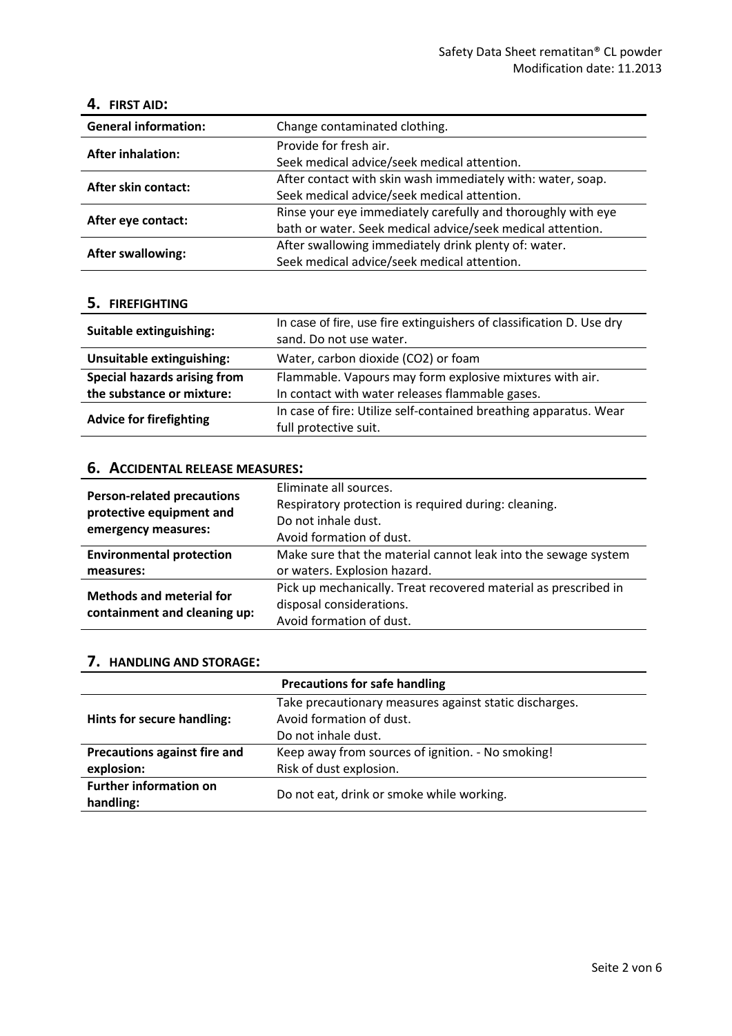## 4. FIRST AID:

| | |
|---|---|
| **General information:** | Change contaminated clothing. |
| **After inhalation:** | Provide for fresh air.<br>Seek medical advice/seek medical attention. |
| **After skin contact:** | After contact with skin wash immediately with: water, soap.<br>Seek medical advice/seek medical attention. |
| **After eye contact:** | Rinse your eye immediately carefully and thoroughly with eye bath or water. Seek medical advice/seek medical attention. |
| **After swallowing:** | After swallowing immediately drink plenty of: water.<br>Seek medical advice/seek medical attention. |

## 5. FIREFIGHTING

| | |
|---|---|
| **Suitable extinguishing:** | In case of fire, use fire extinguishers of classification D. Use dry sand. Do not use water. |
| **Unsuitable extinguishing:** | Water, carbon dioxide (CO2) or foam |
| **Special hazards arising from the substance or mixture:** | Flammable. Vapours may form explosive mixtures with air.<br>In contact with water releases flammable gases. |
| **Advice for firefighting** | In case of fire: Utilize self-contained breathing apparatus. Wear full protective suit. |

## 6. ACCIDENTAL RELEASE MEASURES:

| | |
|---|---|
| **Person-related precautions protective equipment and emergency measures:** | Eliminate all sources.<br>Respiratory protection is required during: cleaning.<br>Do not inhale dust.<br>Avoid formation of dust. |
| **Environmental protection measures:** | Make sure that the material cannot leak into the sewage system or waters. Explosion hazard. |
| **Methods and meterial for containment and cleaning up:** | Pick up mechanically. Treat recovered material as prescribed in disposal considerations.<br>Avoid formation of dust. |

## 7. HANDLING AND STORAGE:

| | **Precautions for safe handling** |
|---|---|
| **Hints for secure handling:** | Take precautionary measures against static discharges.<br>Avoid formation of dust.<br>Do not inhale dust. |
| **Precautions against fire and explosion:** | Keep away from sources of ignition. - No smoking!<br>Risk of dust explosion. |
| **Further information on handling:** | Do not eat, drink or smoke while working. |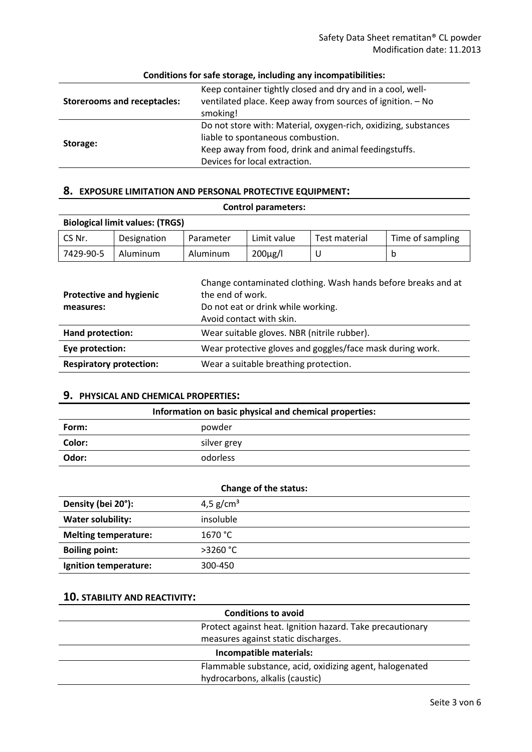| **Conditions for safe storage, including any incompatibilities:** | |
| --- | --- |
| **Storerooms and receptacles:** | Keep container tightly closed and dry and in a cool, well-ventilated place. Keep away from sources of ignition. – No smoking! |
| **Storage:** | Do not store with: Material, oxygen-rich, oxidizing, substances liable to spontaneous combustion.<br>Keep away from food, drink and animal feedingstuffs.<br>Devices for local extraction. |

## 8. EXPOSURE LIMITATION AND PERSONAL PROTECTIVE EQUIPMENT:

**Control parameters:**

**Biological limit values: (TRGS)**

| CS Nr. | Designation | Parameter | Limit value | Test material | Time of sampling |
| --- | --- | --- | --- | --- | --- |
| 7429-90-5 | Aluminum | Aluminum | 200µg/l | U | b |

| | |
| --- | --- |
| **Protective and hygienic measures:** | Change contaminated clothing. Wash hands before breaks and at the end of work.<br>Do not eat or drink while working.<br>Avoid contact with skin. |
| **Hand protection:** | Wear suitable gloves. NBR (nitrile rubber). |
| **Eye protection:** | Wear protective gloves and goggles/face mask during work. |
| **Respiratory protection:** | Wear a suitable breathing protection. |

## 9. PHYSICAL AND CHEMICAL PROPERTIES:

| **Information on basic physical and chemical properties:** | |
| --- | --- |
| **Form:** | powder |
| **Color:** | silver grey |
| **Odor:** | odorless |

| **Change of the status:** | |
| --- | --- |
| **Density (bei 20°):** | 4,5 g/cm³ |
| **Water solubility:** | insoluble |
| **Melting temperature:** | 1670 °C |
| **Boiling point:** | >3260 °C |
| **Ignition temperature:** | 300-450 |

## 10. STABILITY AND REACTIVITY:

| **Conditions to avoid** | |
| --- | --- |
| | Protect against heat. Ignition hazard. Take precautionary measures against static discharges. |
| **Incompatible materials:** | |
| | Flammable substance, acid, oxidizing agent, halogenated hydrocarbons, alkalis (caustic) |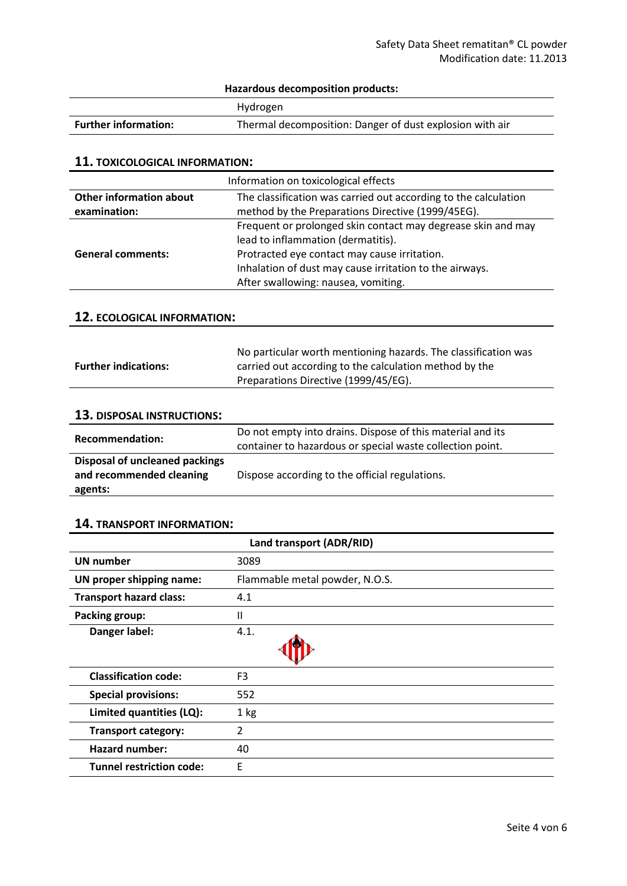| Hazardous decomposition products: | |
|---|---|
| | Hydrogen |
| **Further information:** | Thermal decomposition: Danger of dust explosion with air |

## 11. TOXICOLOGICAL INFORMATION:

| Information on toxicological effects | |
|---|---|
| **Other information about examination:** | The classification was carried out according to the calculation method by the Preparations Directive (1999/45EG). |
| **General comments:** | Frequent or prolonged skin contact may degrease skin and may lead to inflammation (dermatitis).<br>Protracted eye contact may cause irritation.<br>Inhalation of dust may cause irritation to the airways.<br>After swallowing: nausea, vomiting. |

## 12. ECOLOGICAL INFORMATION:

| | |
|---|---|
| **Further indications:** | No particular worth mentioning hazards. The classification was carried out according to the calculation method by the Preparations Directive (1999/45/EG). |

## 13. DISPOSAL INSTRUCTIONS:

| | |
|---|---|
| **Recommendation:** | Do not empty into drains. Dispose of this material and its container to hazardous or special waste collection point. |
| **Disposal of uncleaned packings and recommended cleaning agents:** | Dispose according to the official regulations. |

## 14. TRANSPORT INFORMATION:

| Land transport (ADR/RID) | |
|---|---|
| **UN number** | 3089 |
| **UN proper shipping name:** | Flammable metal powder, N.O.S. |
| **Transport hazard class:** | 4.1 |
| **Packing group:** | II |
| **Danger label:** | 4.1. |
| **Classification code:** | F3 |
| **Special provisions:** | 552 |
| **Limited quantities (LQ):** | 1 kg |
| **Transport category:** | 2 |
| **Hazard number:** | 40 |
| **Tunnel restriction code:** | E |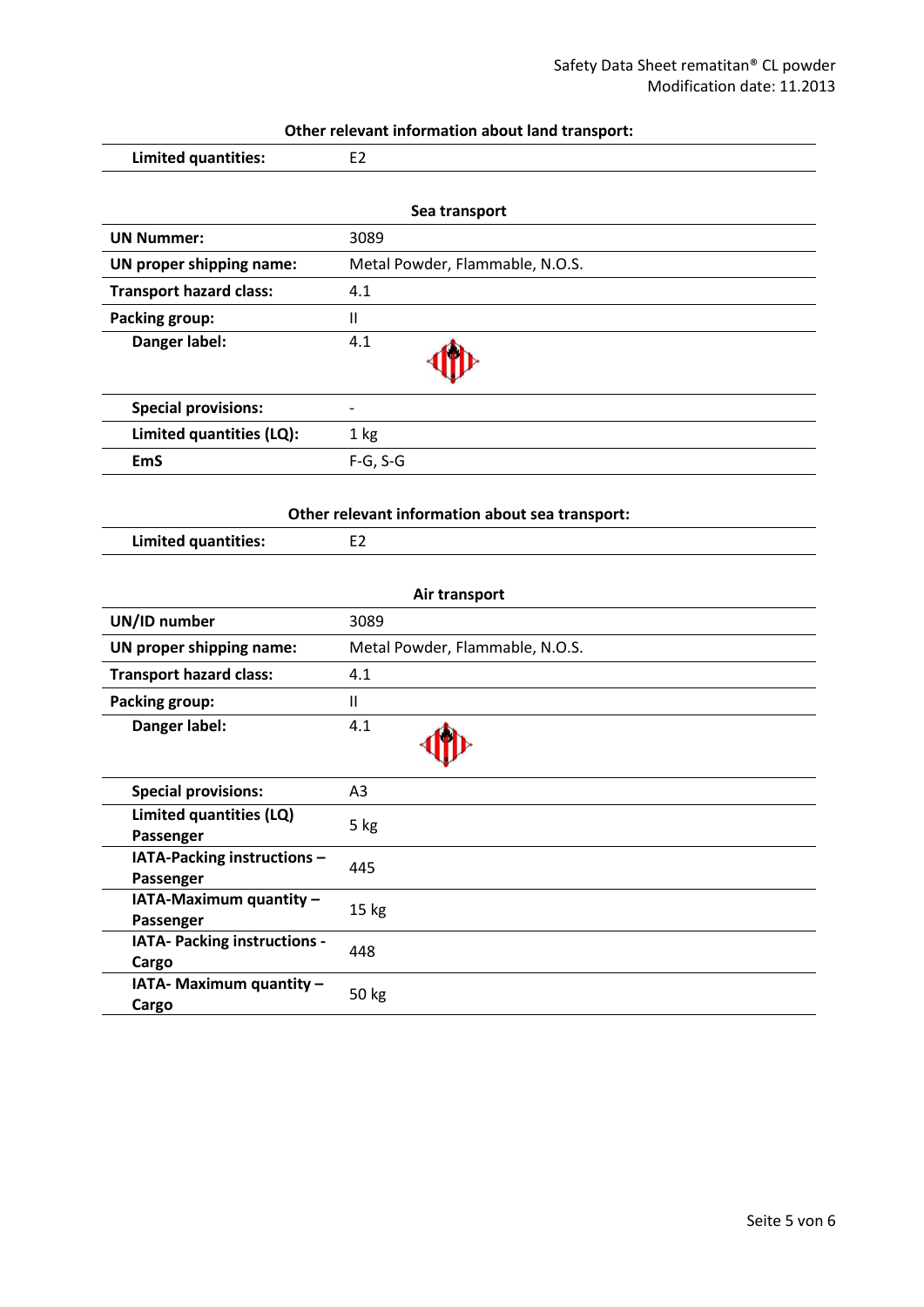**Other relevant information about land transport:**

| | |
|---|---|
| **Limited quantities:** | E2 |

**Sea transport**

| | |
|---|---|
| **UN Nummer:** | 3089 |
| **UN proper shipping name:** | Metal Powder, Flammable, N.O.S. |
| **Transport hazard class:** | 4.1 |
| **Packing group:** | II |
| **Danger label:** | 4.1 |
| **Special provisions:** | - |
| **Limited quantities (LQ):** | 1 kg |
| **EmS** | F-G, S-G |

**Other relevant information about sea transport:**

| | |
|---|---|
| **Limited quantities:** | E2 |

**Air transport**

| | |
|---|---|
| **UN/ID number** | 3089 |
| **UN proper shipping name:** | Metal Powder, Flammable, N.O.S. |
| **Transport hazard class:** | 4.1 |
| **Packing group:** | II |
| **Danger label:** | 4.1 |
| **Special provisions:** | A3 |
| **Limited quantities (LQ) Passenger** | 5 kg |
| **IATA-Packing instructions – Passenger** | 445 |
| **IATA-Maximum quantity – Passenger** | 15 kg |
| **IATA- Packing instructions - Cargo** | 448 |
| **IATA- Maximum quantity – Cargo** | 50 kg |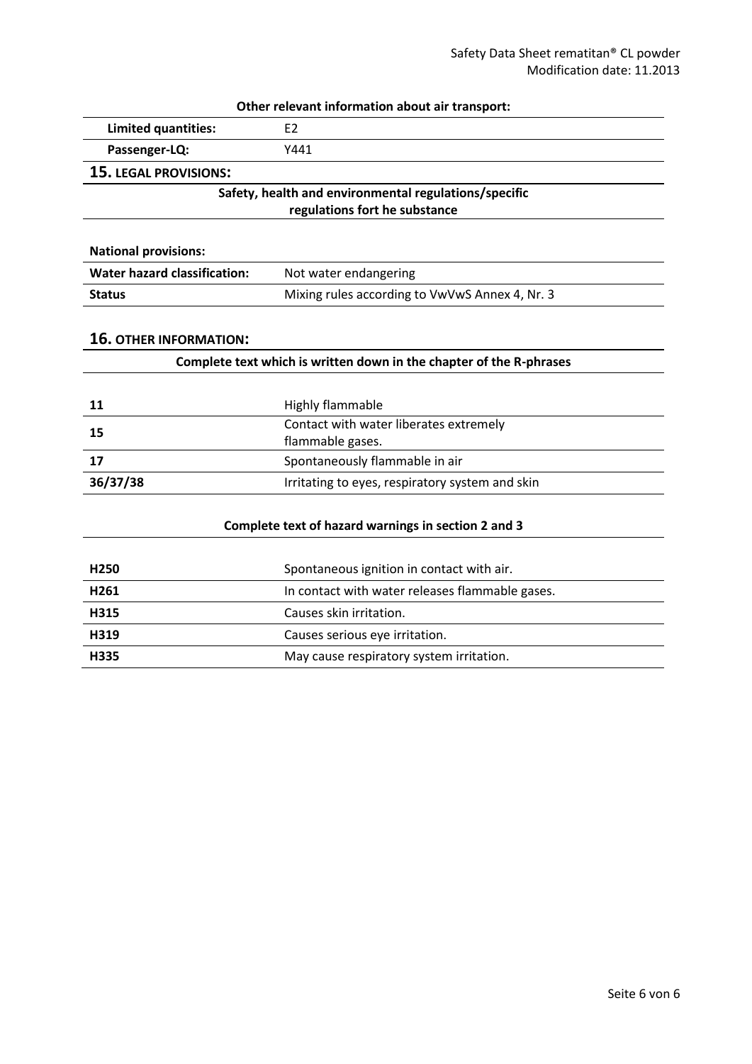**Other relevant information about air transport:**

| | |
|---|---|
| **Limited quantities:** | E2 |
| **Passenger-LQ:** | Y441 |

## 15. LEGAL PROVISIONS:

**Safety, health and environmental regulations/specific regulations fort he substance**

**National provisions:**

| | |
|---|---|
| **Water hazard classification:** | Not water endangering |
| **Status** | Mixing rules according to VwVwS Annex 4, Nr. 3 |

## 16. OTHER INFORMATION:

**Complete text which is written down in the chapter of the R-phrases**

| | |
|---|---|
| **11** | Highly flammable |
| **15** | Contact with water liberates extremely flammable gases. |
| **17** | Spontaneously flammable in air |
| **36/37/38** | Irritating to eyes, respiratory system and skin |

**Complete text of hazard warnings in section 2 and 3**

| | |
|---|---|
| **H250** | Spontaneous ignition in contact with air. |
| **H261** | In contact with water releases flammable gases. |
| **H315** | Causes skin irritation. |
| **H319** | Causes serious eye irritation. |
| **H335** | May cause respiratory system irritation. |